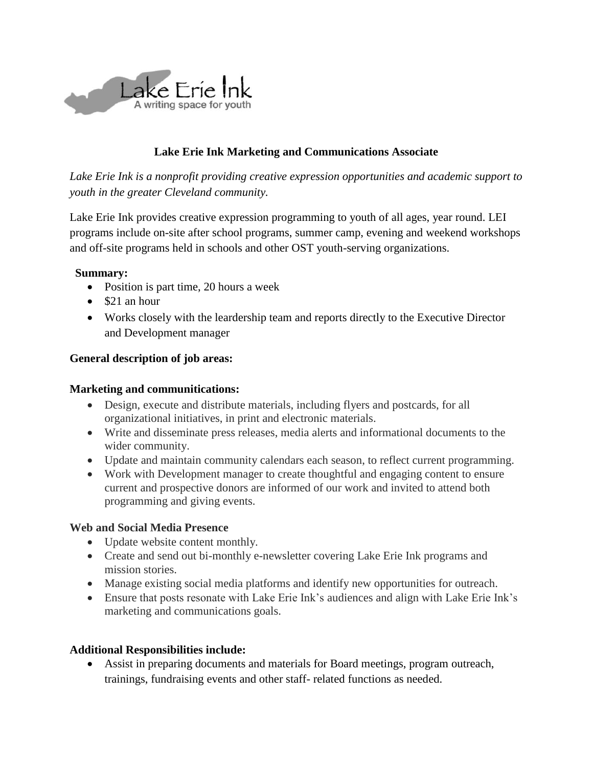Lake Erie Ink
A writing space for youth

## Lake Erie Ink Marketing and Communications Associate

*Lake Erie Ink is a nonprofit providing creative expression opportunities and academic support to youth in the greater Cleveland community.*

Lake Erie Ink provides creative expression programming to youth of all ages, year round. LEI programs include on-site after school programs, summer camp, evening and weekend workshops and off-site programs held in schools and other OST youth-serving organizations.

**Summary:**

- Position is part time, 20 hours a week
- $21 an hour
- Works closely with the leardership team and reports directly to the Executive Director and Development manager

### General description of job areas:

**Marketing and communitications:**

- Design, execute and distribute materials, including flyers and postcards, for all organizational initiatives, in print and electronic materials.
- Write and disseminate press releases, media alerts and informational documents to the wider community.
- Update and maintain community calendars each season, to reflect current programming.
- Work with Development manager to create thoughtful and engaging content to ensure current and prospective donors are informed of our work and invited to attend both programming and giving events.

**Web and Social Media Presence**

- Update website content monthly.
- Create and send out bi-monthly e-newsletter covering Lake Erie Ink programs and mission stories.
- Manage existing social media platforms and identify new opportunities for outreach.
- Ensure that posts resonate with Lake Erie Ink's audiences and align with Lake Erie Ink's marketing and communications goals.

**Additional Responsibilities include:**

- Assist in preparing documents and materials for Board meetings, program outreach, trainings, fundraising events and other staff- related functions as needed.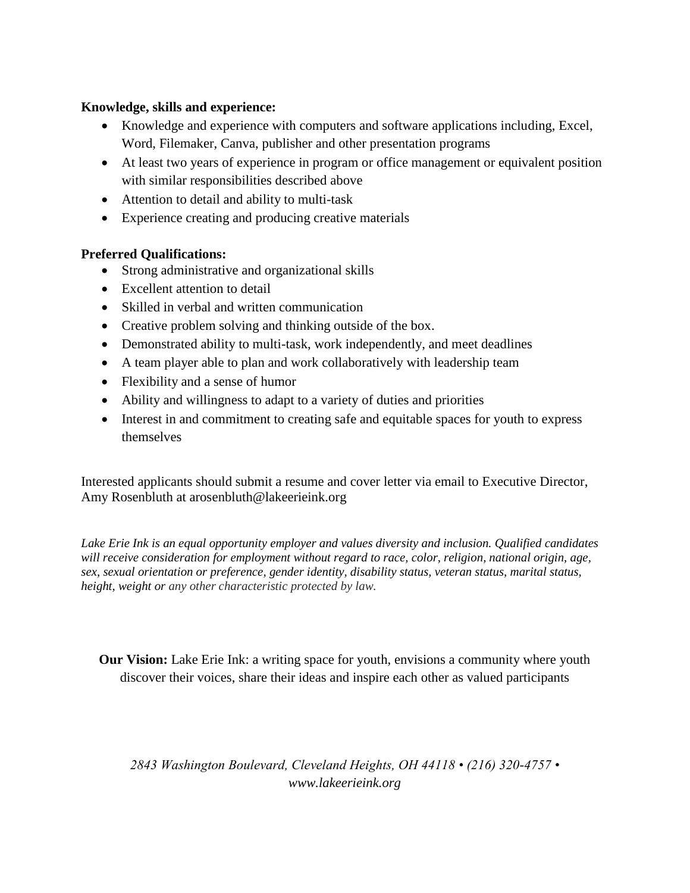**Knowledge, skills and experience:**

- Knowledge and experience with computers and software applications including, Excel, Word, Filemaker, Canva, publisher and other presentation programs
- At least two years of experience in program or office management or equivalent position with similar responsibilities described above
- Attention to detail and ability to multi-task
- Experience creating and producing creative materials

**Preferred Qualifications:**

- Strong administrative and organizational skills
- Excellent attention to detail
- Skilled in verbal and written communication
- Creative problem solving and thinking outside of the box.
- Demonstrated ability to multi-task, work independently, and meet deadlines
- A team player able to plan and work collaboratively with leadership team
- Flexibility and a sense of humor
- Ability and willingness to adapt to a variety of duties and priorities
- Interest in and commitment to creating safe and equitable spaces for youth to express themselves

Interested applicants should submit a resume and cover letter via email to Executive Director, Amy Rosenbluth at arosenbluth@lakeerieink.org

*Lake Erie Ink is an equal opportunity employer and values diversity and inclusion. Qualified candidates will receive consideration for employment without regard to race, color, religion, national origin, age, sex, sexual orientation or preference, gender identity, disability status, veteran status, marital status, height, weight or any other characteristic protected by law.*

**Our Vision:** Lake Erie Ink: a writing space for youth, envisions a community where youth discover their voices, share their ideas and inspire each other as valued participants

*2843 Washington Boulevard, Cleveland Heights, OH 44118 • (216) 320-4757 • www.lakeerieink.org*